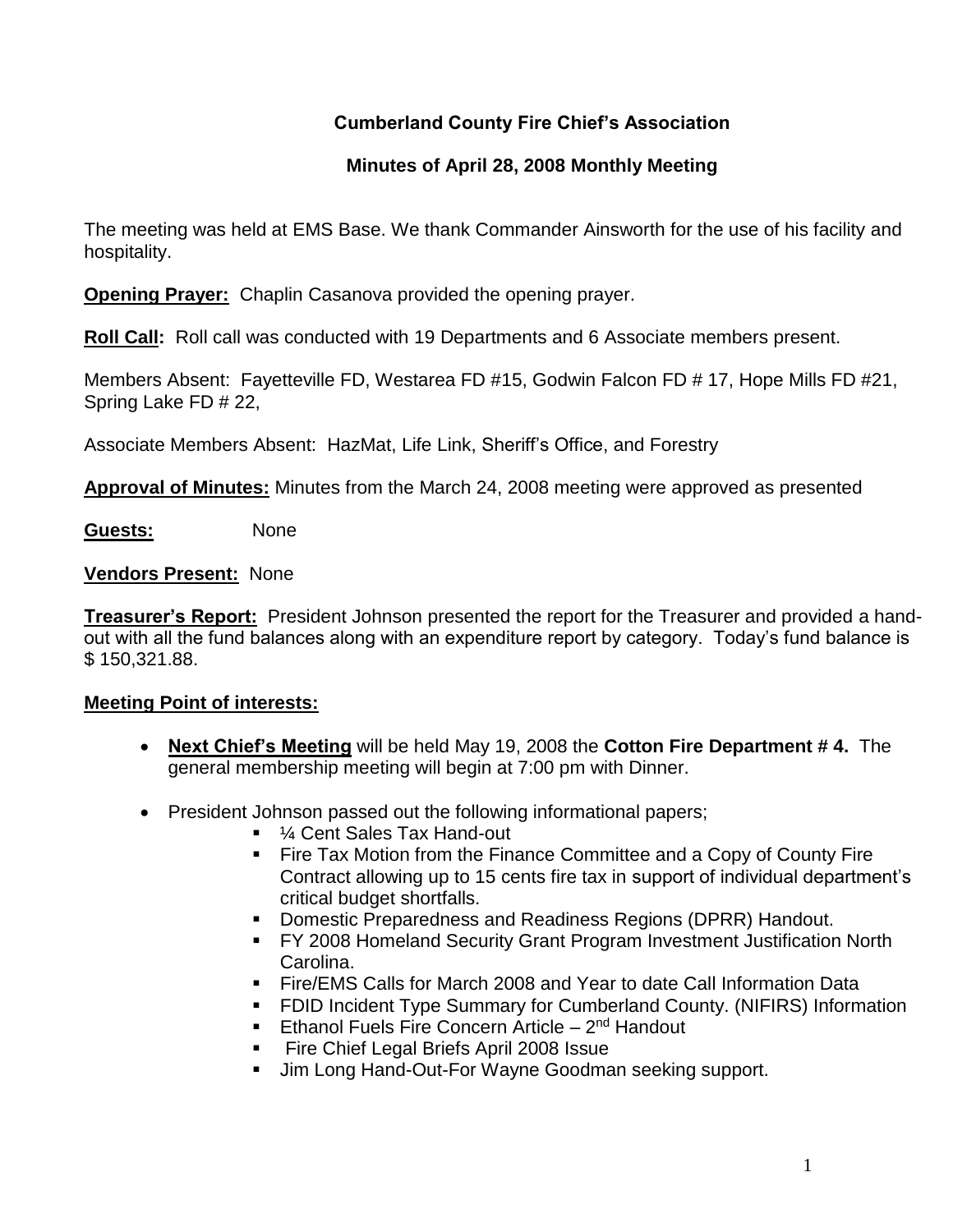# Cumberland County Fire Chief's Association

## Minutes of April 28, 2008 Monthly Meeting

The meeting was held at EMS Base. We thank Commander Ainsworth for the use of his facility and hospitality.

**Opening Prayer:** Chaplin Casanova provided the opening prayer.

**Roll Call:** Roll call was conducted with 19 Departments and 6 Associate members present.

Members Absent: Fayetteville FD, Westarea FD #15, Godwin Falcon FD # 17, Hope Mills FD #21, Spring Lake FD # 22,

Associate Members Absent: HazMat, Life Link, Sheriff's Office, and Forestry

**Approval of Minutes:** Minutes from the March 24, 2008 meeting were approved as presented

**Guests:** None

**Vendors Present:** None

**Treasurer's Report:** President Johnson presented the report for the Treasurer and provided a hand-out with all the fund balances along with an expenditure report by category. Today's fund balance is $ 150,321.88.

**Meeting Point of interests:**

- **Next Chief's Meeting** will be held May 19, 2008 the **Cotton Fire Department # 4.** The general membership meeting will begin at 7:00 pm with Dinner.
- President Johnson passed out the following informational papers;
  - ¼ Cent Sales Tax Hand-out
  - Fire Tax Motion from the Finance Committee and a Copy of County Fire Contract allowing up to 15 cents fire tax in support of individual department's critical budget shortfalls.
  - Domestic Preparedness and Readiness Regions (DPRR) Handout.
  - FY 2008 Homeland Security Grant Program Investment Justification North Carolina.
  - Fire/EMS Calls for March 2008 and Year to date Call Information Data
  - FDID Incident Type Summary for Cumberland County. (NIFIRS) Information
  - Ethanol Fuels Fire Concern Article – 2nd Handout
  - Fire Chief Legal Briefs April 2008 Issue
  - Jim Long Hand-Out-For Wayne Goodman seeking support.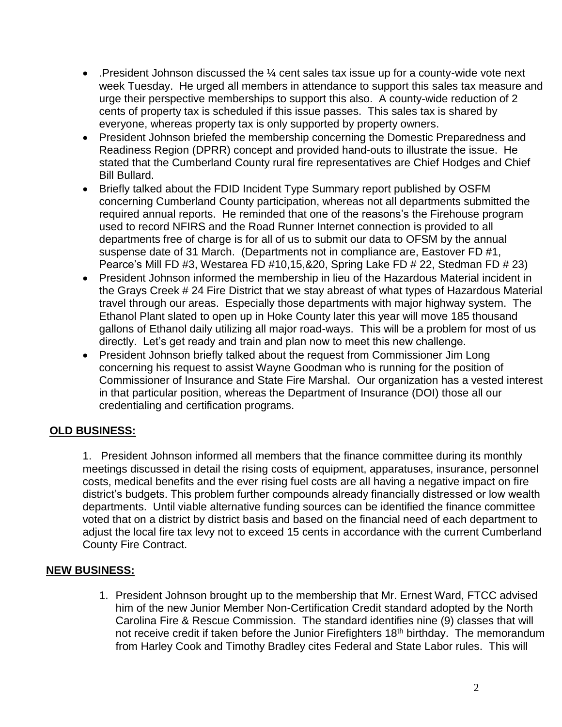- .President Johnson discussed the ¼ cent sales tax issue up for a county-wide vote next week Tuesday. He urged all members in attendance to support this sales tax measure and urge their perspective memberships to support this also. A county-wide reduction of 2 cents of property tax is scheduled if this issue passes. This sales tax is shared by everyone, whereas property tax is only supported by property owners.
- President Johnson briefed the membership concerning the Domestic Preparedness and Readiness Region (DPRR) concept and provided hand-outs to illustrate the issue. He stated that the Cumberland County rural fire representatives are Chief Hodges and Chief Bill Bullard.
- Briefly talked about the FDID Incident Type Summary report published by OSFM concerning Cumberland County participation, whereas not all departments submitted the required annual reports. He reminded that one of the reasons's the Firehouse program used to record NFIRS and the Road Runner Internet connection is provided to all departments free of charge is for all of us to submit our data to OFSM by the annual suspense date of 31 March. (Departments not in compliance are, Eastover FD #1, Pearce's Mill FD #3, Westarea FD #10,15,&20, Spring Lake FD # 22, Stedman FD # 23)
- President Johnson informed the membership in lieu of the Hazardous Material incident in the Grays Creek # 24 Fire District that we stay abreast of what types of Hazardous Material travel through our areas. Especially those departments with major highway system. The Ethanol Plant slated to open up in Hoke County later this year will move 185 thousand gallons of Ethanol daily utilizing all major road-ways. This will be a problem for most of us directly. Let's get ready and train and plan now to meet this new challenge.
- President Johnson briefly talked about the request from Commissioner Jim Long concerning his request to assist Wayne Goodman who is running for the position of Commissioner of Insurance and State Fire Marshal. Our organization has a vested interest in that particular position, whereas the Department of Insurance (DOI) those all our credentialing and certification programs.

## OLD BUSINESS:

1. President Johnson informed all members that the finance committee during its monthly meetings discussed in detail the rising costs of equipment, apparatuses, insurance, personnel costs, medical benefits and the ever rising fuel costs are all having a negative impact on fire district's budgets. This problem further compounds already financially distressed or low wealth departments. Until viable alternative funding sources can be identified the finance committee voted that on a district by district basis and based on the financial need of each department to adjust the local fire tax levy not to exceed 15 cents in accordance with the current Cumberland County Fire Contract.

## NEW BUSINESS:

1. President Johnson brought up to the membership that Mr. Ernest Ward, FTCC advised him of the new Junior Member Non-Certification Credit standard adopted by the North Carolina Fire & Rescue Commission. The standard identifies nine (9) classes that will not receive credit if taken before the Junior Firefighters 18th birthday. The memorandum from Harley Cook and Timothy Bradley cites Federal and State Labor rules. This will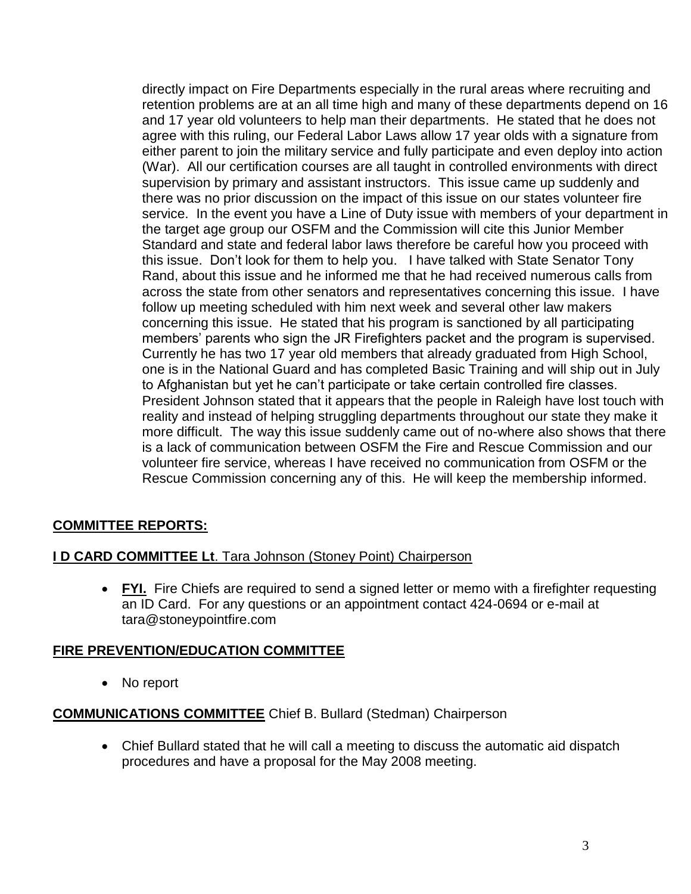directly impact on Fire Departments especially in the rural areas where recruiting and retention problems are at an all time high and many of these departments depend on 16 and 17 year old volunteers to help man their departments. He stated that he does not agree with this ruling, our Federal Labor Laws allow 17 year olds with a signature from either parent to join the military service and fully participate and even deploy into action (War). All our certification courses are all taught in controlled environments with direct supervision by primary and assistant instructors. This issue came up suddenly and there was no prior discussion on the impact of this issue on our states volunteer fire service. In the event you have a Line of Duty issue with members of your department in the target age group our OSFM and the Commission will cite this Junior Member Standard and state and federal labor laws therefore be careful how you proceed with this issue. Don't look for them to help you. I have talked with State Senator Tony Rand, about this issue and he informed me that he had received numerous calls from across the state from other senators and representatives concerning this issue. I have follow up meeting scheduled with him next week and several other law makers concerning this issue. He stated that his program is sanctioned by all participating members' parents who sign the JR Firefighters packet and the program is supervised. Currently he has two 17 year old members that already graduated from High School, one is in the National Guard and has completed Basic Training and will ship out in July to Afghanistan but yet he can't participate or take certain controlled fire classes. President Johnson stated that it appears that the people in Raleigh have lost touch with reality and instead of helping struggling departments throughout our state they make it more difficult. The way this issue suddenly came out of no-where also shows that there is a lack of communication between OSFM the Fire and Rescue Commission and our volunteer fire service, whereas I have received no communication from OSFM or the Rescue Commission concerning any of this. He will keep the membership informed.

## COMMITTEE REPORTS:

**I D CARD COMMITTEE Lt**. Tara Johnson (Stoney Point) Chairperson

- **FYI.** Fire Chiefs are required to send a signed letter or memo with a firefighter requesting an ID Card. For any questions or an appointment contact 424-0694 or e-mail at tara@stoneypointfire.com

**FIRE PREVENTION/EDUCATION COMMITTEE**

- No report

**COMMUNICATIONS COMMITTEE** Chief B. Bullard (Stedman) Chairperson

- Chief Bullard stated that he will call a meeting to discuss the automatic aid dispatch procedures and have a proposal for the May 2008 meeting.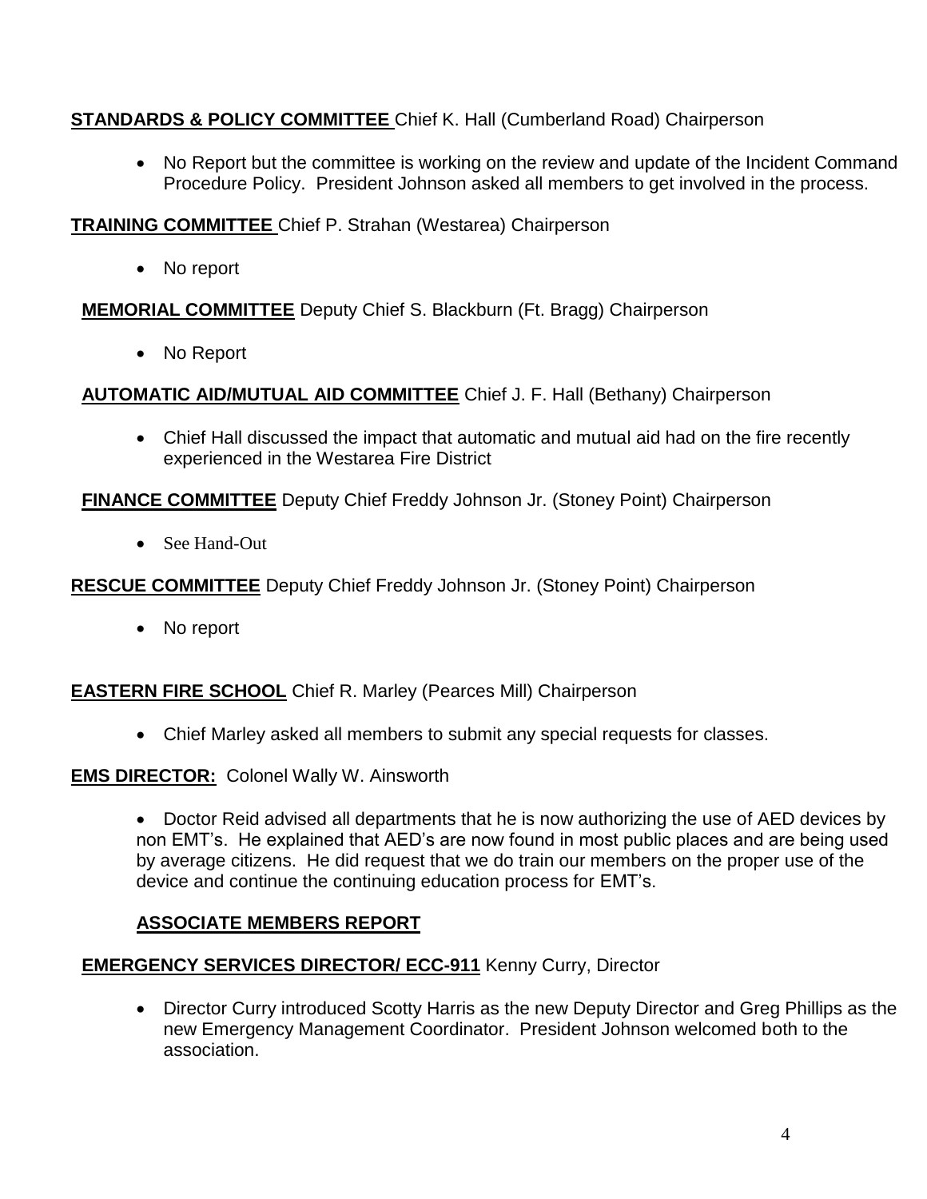**STANDARDS & POLICY COMMITTEE** Chief K. Hall (Cumberland Road) Chairperson

- No Report but the committee is working on the review and update of the Incident Command Procedure Policy. President Johnson asked all members to get involved in the process.

**TRAINING COMMITTEE** Chief P. Strahan (Westarea) Chairperson

- No report

**MEMORIAL COMMITTEE** Deputy Chief S. Blackburn (Ft. Bragg) Chairperson

- No Report

**AUTOMATIC AID/MUTUAL AID COMMITTEE** Chief J. F. Hall (Bethany) Chairperson

- Chief Hall discussed the impact that automatic and mutual aid had on the fire recently experienced in the Westarea Fire District

**FINANCE COMMITTEE** Deputy Chief Freddy Johnson Jr. (Stoney Point) Chairperson

- See Hand-Out

**RESCUE COMMITTEE** Deputy Chief Freddy Johnson Jr. (Stoney Point) Chairperson

- No report

**EASTERN FIRE SCHOOL** Chief R. Marley (Pearces Mill) Chairperson

- Chief Marley asked all members to submit any special requests for classes.

**EMS DIRECTOR:** Colonel Wally W. Ainsworth

- Doctor Reid advised all departments that he is now authorizing the use of AED devices by non EMT's. He explained that AED's are now found in most public places and are being used by average citizens. He did request that we do train our members on the proper use of the device and continue the continuing education process for EMT's.

**ASSOCIATE MEMBERS REPORT**

**EMERGENCY SERVICES DIRECTOR/ ECC-911** Kenny Curry, Director

- Director Curry introduced Scotty Harris as the new Deputy Director and Greg Phillips as the new Emergency Management Coordinator. President Johnson welcomed both to the association.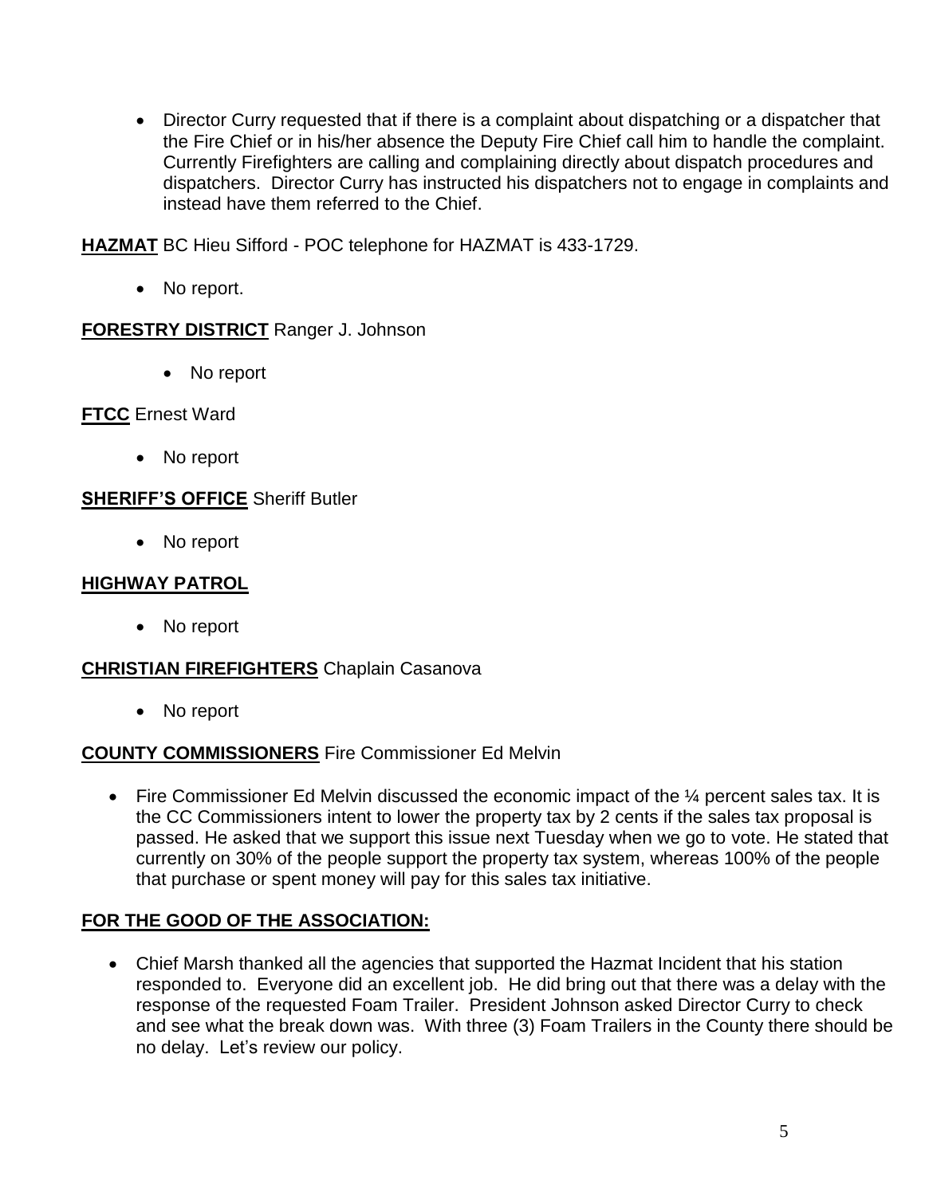- Director Curry requested that if there is a complaint about dispatching or a dispatcher that the Fire Chief or in his/her absence the Deputy Fire Chief call him to handle the complaint. Currently Firefighters are calling and complaining directly about dispatch procedures and dispatchers. Director Curry has instructed his dispatchers not to engage in complaints and instead have them referred to the Chief.

**HAZMAT** BC Hieu Sifford - POC telephone for HAZMAT is 433-1729.

- No report.

**FORESTRY DISTRICT** Ranger J. Johnson

- No report

**FTCC** Ernest Ward

- No report

**SHERIFF'S OFFICE** Sheriff Butler

- No report

**HIGHWAY PATROL**

- No report

**CHRISTIAN FIREFIGHTERS** Chaplain Casanova

- No report

**COUNTY COMMISSIONERS** Fire Commissioner Ed Melvin

- Fire Commissioner Ed Melvin discussed the economic impact of the ¼ percent sales tax. It is the CC Commissioners intent to lower the property tax by 2 cents if the sales tax proposal is passed. He asked that we support this issue next Tuesday when we go to vote. He stated that currently on 30% of the people support the property tax system, whereas 100% of the people that purchase or spent money will pay for this sales tax initiative.

**FOR THE GOOD OF THE ASSOCIATION:**

- Chief Marsh thanked all the agencies that supported the Hazmat Incident that his station responded to. Everyone did an excellent job. He did bring out that there was a delay with the response of the requested Foam Trailer. President Johnson asked Director Curry to check and see what the break down was. With three (3) Foam Trailers in the County there should be no delay. Let's review our policy.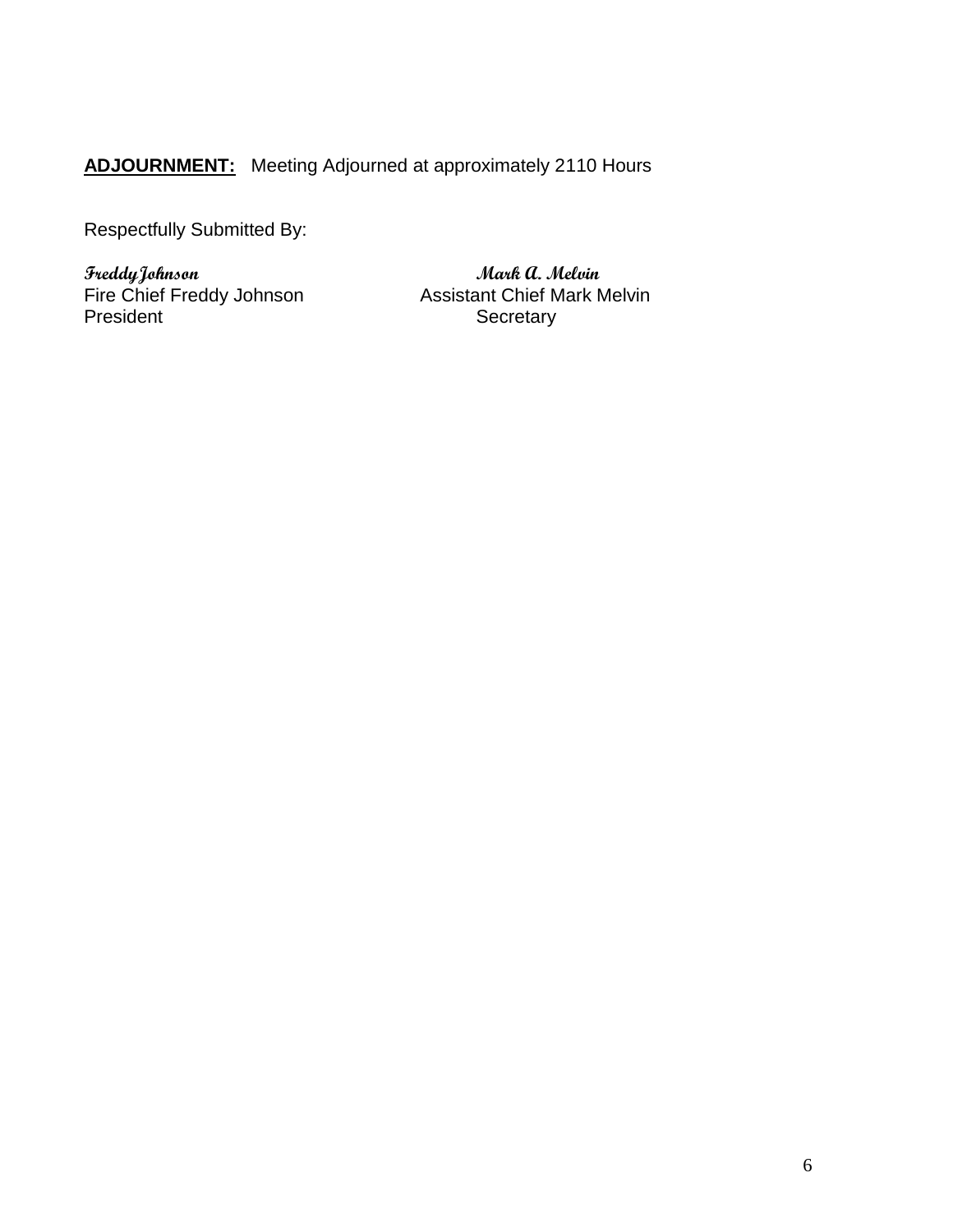**ADJOURNMENT:** Meeting Adjourned at approximately 2110 Hours

Respectfully Submitted By:

| | |
|---|---|
| *Freddy Johnson* | *Mark A. Melvin* |
| Fire Chief Freddy Johnson | Assistant Chief Mark Melvin |
| President | Secretary |